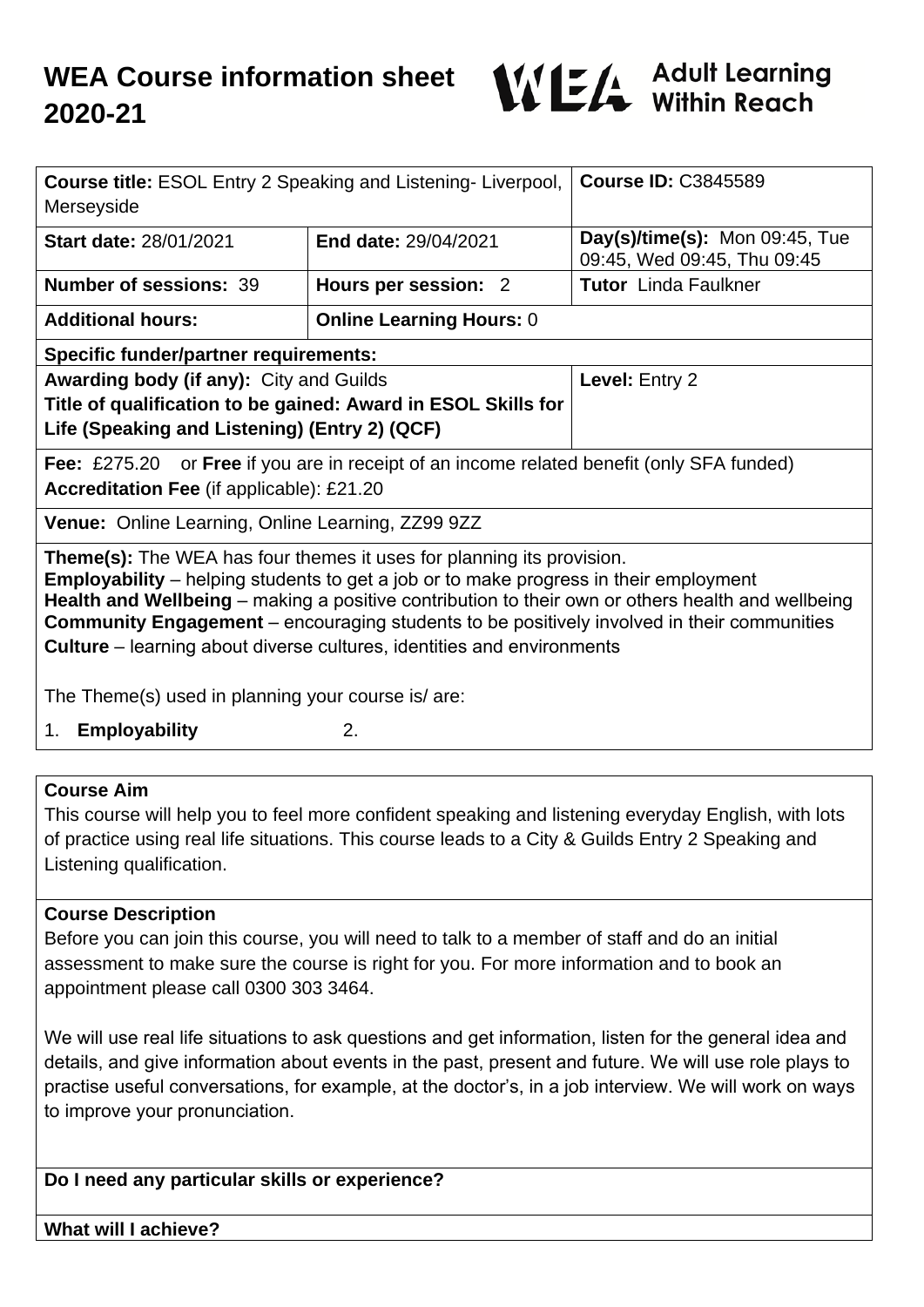# WEA Course information sheet 2020-21

WEA Adult Learning Within Reach

| Course title: ESOL Entry 2 Speaking and Listening- Liverpool, Merseyside | | Course ID: C3845589 |
|---|---|---|
| **Start date:** 28/01/2021 | **End date:** 29/04/2021 | **Day(s)/time(s):** Mon 09:45, Tue 09:45, Wed 09:45, Thu 09:45 |
| **Number of sessions:** 39 | **Hours per session:** 2 | **Tutor** Linda Faulkner |
| **Additional hours:** | **Online Learning Hours:** 0 | |
| **Specific funder/partner requirements:** | | |
| **Awarding body (if any):** City and Guilds<br>**Title of qualification to be gained: Award in ESOL Skills for Life (Speaking and Listening) (Entry 2) (QCF)** | | **Level:** Entry 2 |
| **Fee:** £275.20 or **Free** if you are in receipt of an income related benefit (only SFA funded)<br>**Accreditation Fee** (if applicable): £21.20 | | |
| **Venue:** Online Learning, Online Learning, ZZ99 9ZZ | | |
| **Theme(s):** The WEA has four themes it uses for planning its provision.<br>**Employability** – helping students to get a job or to make progress in their employment<br>**Health and Wellbeing** – making a positive contribution to their own or others health and wellbeing<br>**Community Engagement** – encouraging students to be positively involved in their communities<br>**Culture** – learning about diverse cultures, identities and environments<br><br>The Theme(s) used in planning your course is/ are:<br>1. **Employability** 2. | | |

**Course Aim**

This course will help you to feel more confident speaking and listening everyday English, with lots of practice using real life situations. This course leads to a City & Guilds Entry 2 Speaking and Listening qualification.

**Course Description**

Before you can join this course, you will need to talk to a member of staff and do an initial assessment to make sure the course is right for you. For more information and to book an appointment please call 0300 303 3464.

We will use real life situations to ask questions and get information, listen for the general idea and details, and give information about events in the past, present and future. We will use role plays to practise useful conversations, for example, at the doctor's, in a job interview. We will work on ways to improve your pronunciation.

**Do I need any particular skills or experience?**

**What will I achieve?**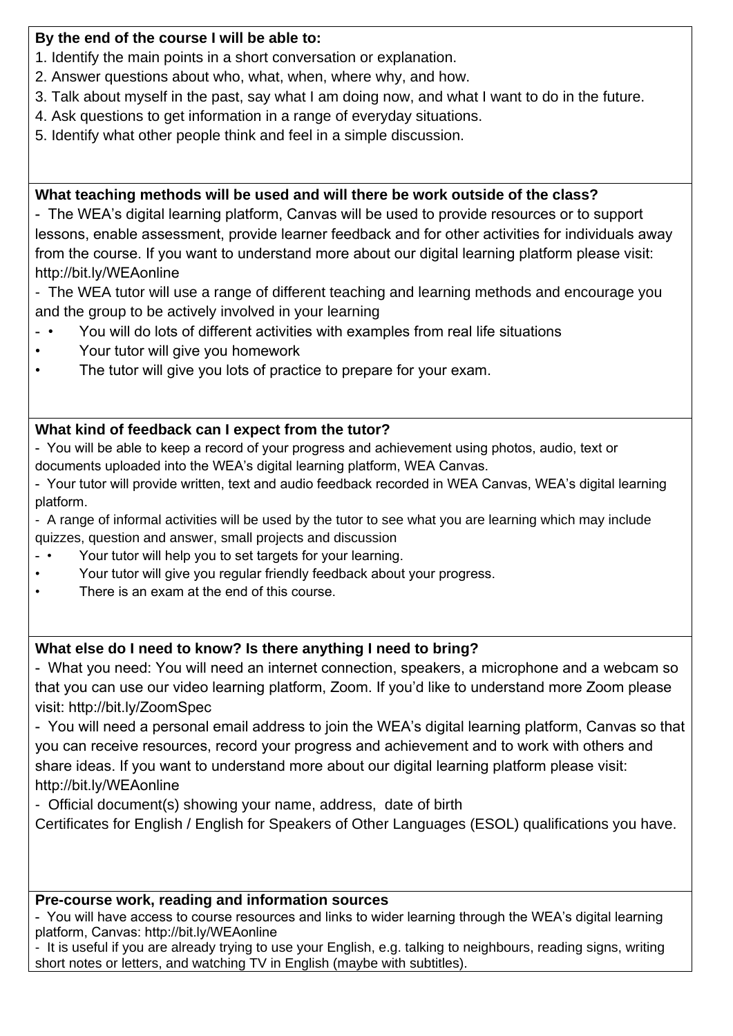**By the end of the course I will be able to:**

1. Identify the main points in a short conversation or explanation.
2. Answer questions about who, what, when, where why, and how.
3. Talk about myself in the past, say what I am doing now, and what I want to do in the future.
4. Ask questions to get information in a range of everyday situations.
5. Identify what other people think and feel in a simple discussion.

**What teaching methods will be used and will there be work outside of the class?**

- The WEA's digital learning platform, Canvas will be used to provide resources or to support lessons, enable assessment, provide learner feedback and for other activities for individuals away from the course. If you want to understand more about our digital learning platform please visit: http://bit.ly/WEAonline
- The WEA tutor will use a range of different teaching and learning methods and encourage you and the group to be actively involved in your learning
- • You will do lots of different activities with examples from real life situations
• Your tutor will give you homework
• The tutor will give you lots of practice to prepare for your exam.

**What kind of feedback can I expect from the tutor?**

- You will be able to keep a record of your progress and achievement using photos, audio, text or documents uploaded into the WEA's digital learning platform, WEA Canvas.
- Your tutor will provide written, text and audio feedback recorded in WEA Canvas, WEA's digital learning platform.
- A range of informal activities will be used by the tutor to see what you are learning which may include quizzes, question and answer, small projects and discussion
- • Your tutor will help you to set targets for your learning.
• Your tutor will give you regular friendly feedback about your progress.
• There is an exam at the end of this course.

**What else do I need to know? Is there anything I need to bring?**

- What you need: You will need an internet connection, speakers, a microphone and a webcam so that you can use our video learning platform, Zoom. If you'd like to understand more Zoom please visit: http://bit.ly/ZoomSpec
- You will need a personal email address to join the WEA's digital learning platform, Canvas so that you can receive resources, record your progress and achievement and to work with others and share ideas. If you want to understand more about our digital learning platform please visit: http://bit.ly/WEAonline
- Official document(s) showing your name, address, date of birth
Certificates for English / English for Speakers of Other Languages (ESOL) qualifications you have.

**Pre-course work, reading and information sources**

- You will have access to course resources and links to wider learning through the WEA's digital learning platform, Canvas: http://bit.ly/WEAonline
- It is useful if you are already trying to use your English, e.g. talking to neighbours, reading signs, writing short notes or letters, and watching TV in English (maybe with subtitles).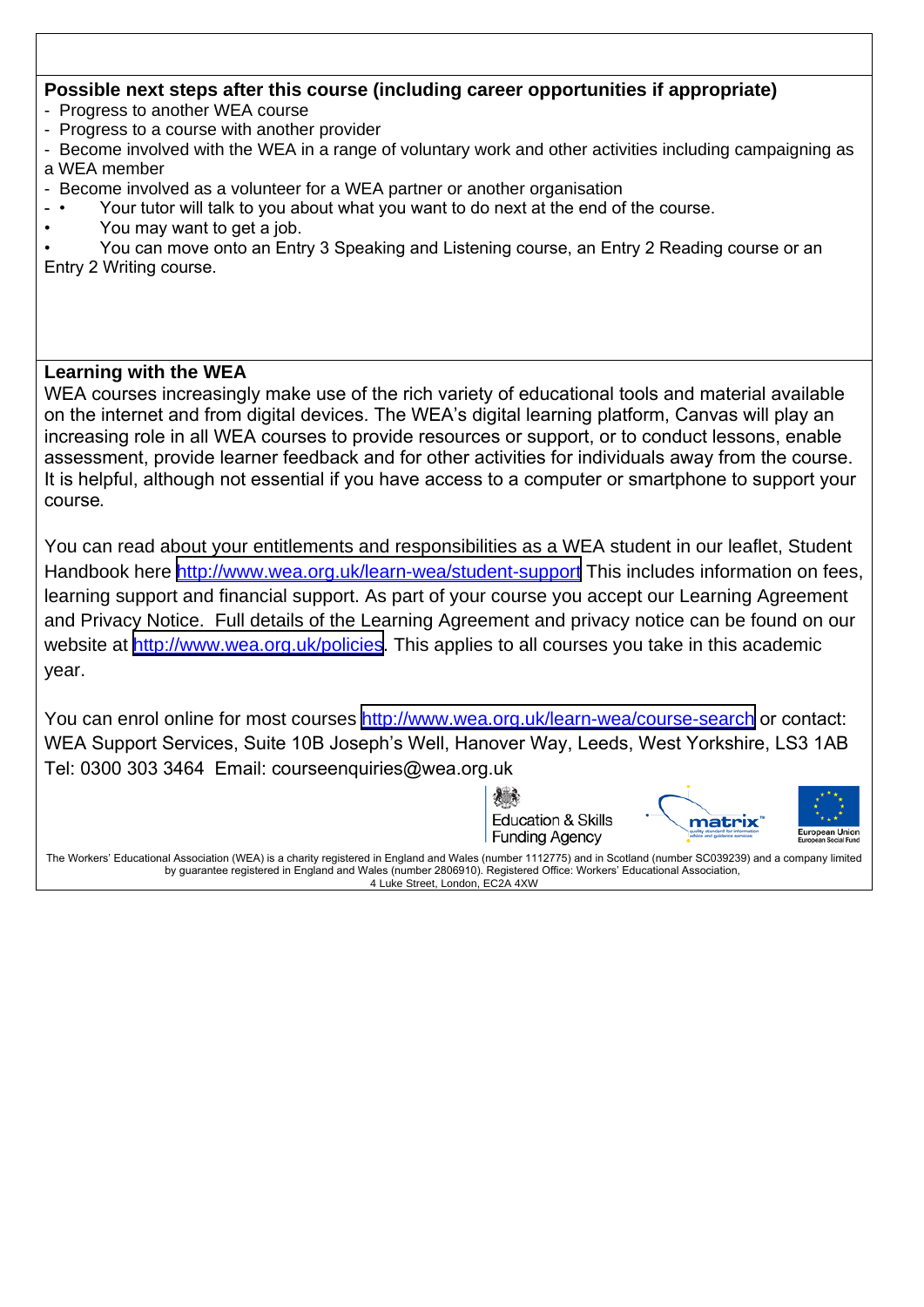**Possible next steps after this course (including career opportunities if appropriate)**

- Progress to another WEA course
- Progress to a course with another provider
- Become involved with the WEA in a range of voluntary work and other activities including campaigning as a WEA member
- Become involved as a volunteer for a WEA partner or another organisation
- • Your tutor will talk to you about what you want to do next at the end of the course.

• You may want to get a job.

• You can move onto an Entry 3 Speaking and Listening course, an Entry 2 Reading course or an Entry 2 Writing course.

**Learning with the WEA**

WEA courses increasingly make use of the rich variety of educational tools and material available on the internet and from digital devices. The WEA's digital learning platform, Canvas will play an increasing role in all WEA courses to provide resources or support, or to conduct lessons, enable assessment, provide learner feedback and for other activities for individuals away from the course. It is helpful, although not essential if you have access to a computer or smartphone to support your course.

You can read about your entitlements and responsibilities as a WEA student in our leaflet, Student Handbook here http://www.wea.org.uk/learn-wea/student-support This includes information on fees, learning support and financial support. As part of your course you accept our Learning Agreement and Privacy Notice. Full details of the Learning Agreement and privacy notice can be found on our website at http://www.wea.org.uk/policies. This applies to all courses you take in this academic year.

You can enrol online for most courses http://www.wea.org.uk/learn-wea/course-search or contact: WEA Support Services, Suite 10B Joseph's Well, Hanover Way, Leeds, West Yorkshire, LS3 1AB Tel: 0300 303 3464 Email: courseenquiries@wea.org.uk

Education & Skills Funding Agency

matrix™

European Union European Social Fund

The Workers' Educational Association (WEA) is a charity registered in England and Wales (number 1112775) and in Scotland (number SC039239) and a company limited by guarantee registered in England and Wales (number 2806910). Registered Office: Workers' Educational Association, 4 Luke Street, London, EC2A 4XW